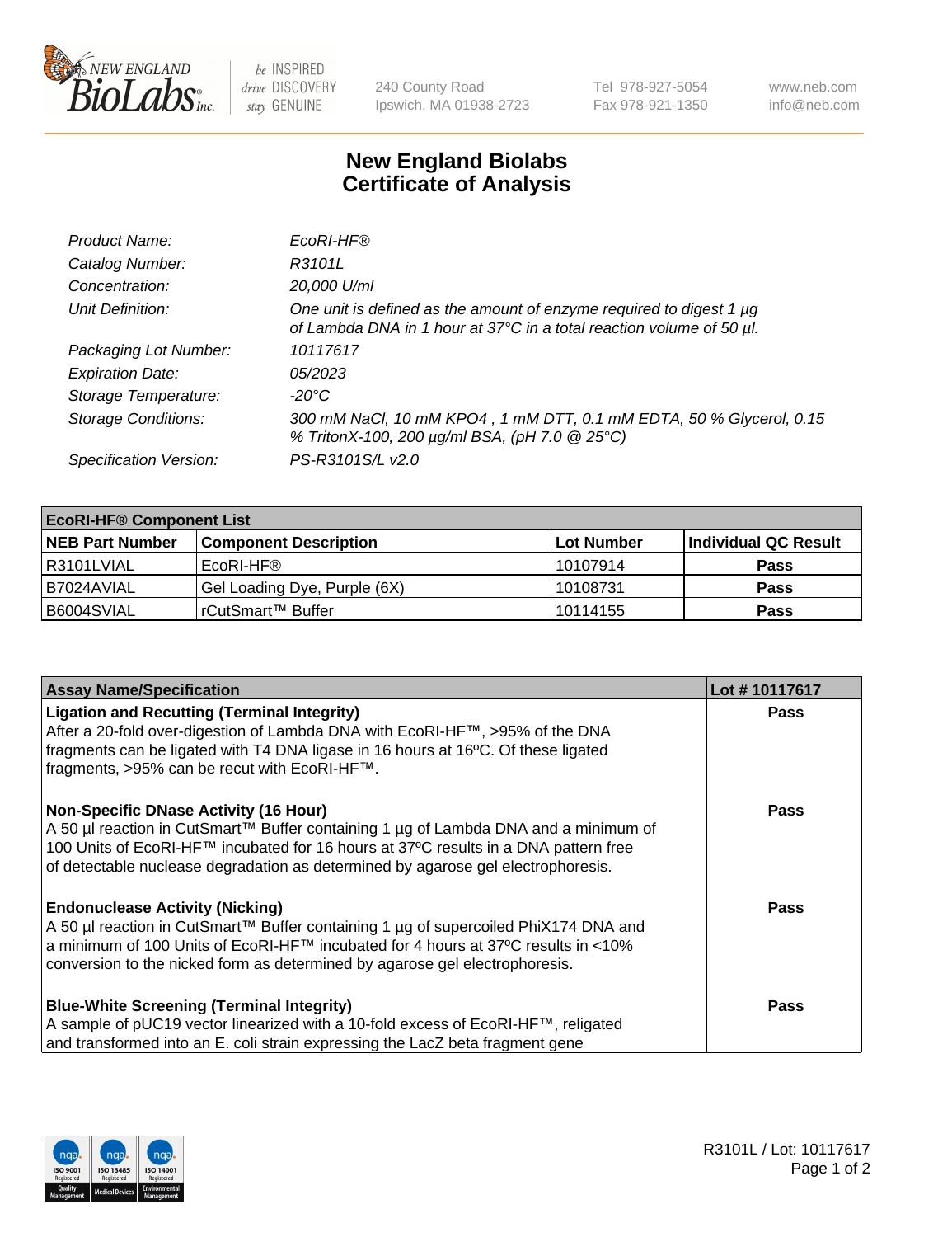240 County Road
Ipswich, MA 01938-2723

Tel 978-927-5054
Fax 978-921-1350

www.neb.com
info@neb.com

# New England Biolabs
# Certificate of Analysis

| | |
|---|---|
| *Product Name:* | *EcoRI-HF®* |
| *Catalog Number:* | *R3101L* |
| *Concentration:* | *20,000 U/ml* |
| *Unit Definition:* | *One unit is defined as the amount of enzyme required to digest 1 µg of Lambda DNA in 1 hour at 37°C in a total reaction volume of 50 µl.* |
| *Packaging Lot Number:* | *10117617* |
| *Expiration Date:* | *05/2023* |
| *Storage Temperature:* | *-20°C* |
| *Storage Conditions:* | *300 mM NaCl, 10 mM KPO4 , 1 mM DTT, 0.1 mM EDTA, 50 % Glycerol, 0.15 % TritonX-100, 200 µg/ml BSA, (pH 7.0 @ 25°C)* |
| *Specification Version:* | *PS-R3101S/L v2.0* |

| **EcoRI-HF® Component List** | | | |
|---|---|---|---|
| **NEB Part Number** | **Component Description** | **Lot Number** | **Individual QC Result** |
| R3101LVIAL | EcoRI-HF® | 10107914 | **Pass** |
| B7024AVIAL | Gel Loading Dye, Purple (6X) | 10108731 | **Pass** |
| B6004SVIAL | rCutSmart™ Buffer | 10114155 | **Pass** |

| **Assay Name/Specification** | **Lot # 10117617** |
|---|---|
| **Ligation and Recutting (Terminal Integrity)** After a 20-fold over-digestion of Lambda DNA with EcoRI-HF™, >95% of the DNA fragments can be ligated with T4 DNA ligase in 16 hours at 16ºC. Of these ligated fragments, >95% can be recut with EcoRI-HF™. | **Pass** |
| **Non-Specific DNase Activity (16 Hour)** A 50 µl reaction in CutSmart™ Buffer containing 1 µg of Lambda DNA and a minimum of 100 Units of EcoRI-HF™ incubated for 16 hours at 37ºC results in a DNA pattern free of detectable nuclease degradation as determined by agarose gel electrophoresis. | **Pass** |
| **Endonuclease Activity (Nicking)** A 50 µl reaction in CutSmart™ Buffer containing 1 µg of supercoiled PhiX174 DNA and a minimum of 100 Units of EcoRI-HF™ incubated for 4 hours at 37ºC results in <10% conversion to the nicked form as determined by agarose gel electrophoresis. | **Pass** |
| **Blue-White Screening (Terminal Integrity)** A sample of pUC19 vector linearized with a 10-fold excess of EcoRI-HF™, religated and transformed into an E. coli strain expressing the LacZ beta fragment gene | **Pass** |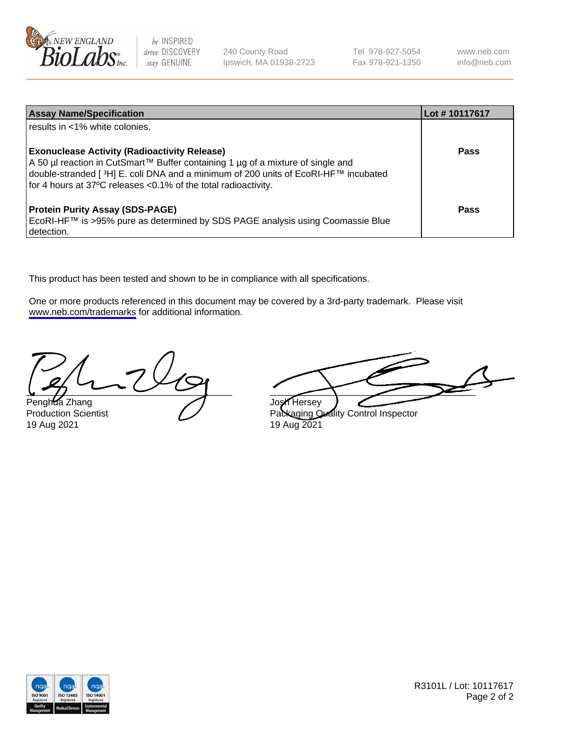| Assay Name/Specification | Lot # 10117617 |
|---|---|
| results in <1% white colonies. | |
| **Exonuclease Activity (Radioactivity Release)**<br>A 50 µl reaction in CutSmart™ Buffer containing 1 µg of a mixture of single and double-stranded [ $^3$H] E. coli DNA and a minimum of 200 units of EcoRI-HF™ incubated for 4 hours at 37ºC releases <0.1% of the total radioactivity. | **Pass** |
| **Protein Purity Assay (SDS-PAGE)**<br>EcoRI-HF™ is >95% pure as determined by SDS PAGE analysis using Coomassie Blue detection. | **Pass** |

This product has been tested and shown to be in compliance with all specifications.

One or more products referenced in this document may be covered by a 3rd-party trademark. Please visit www.neb.com/trademarks for additional information.

Penghua Zhang
Production Scientist
19 Aug 2021

Josh Hersey
Packaging Quality Control Inspector
19 Aug 2021

R3101L / Lot: 10117617